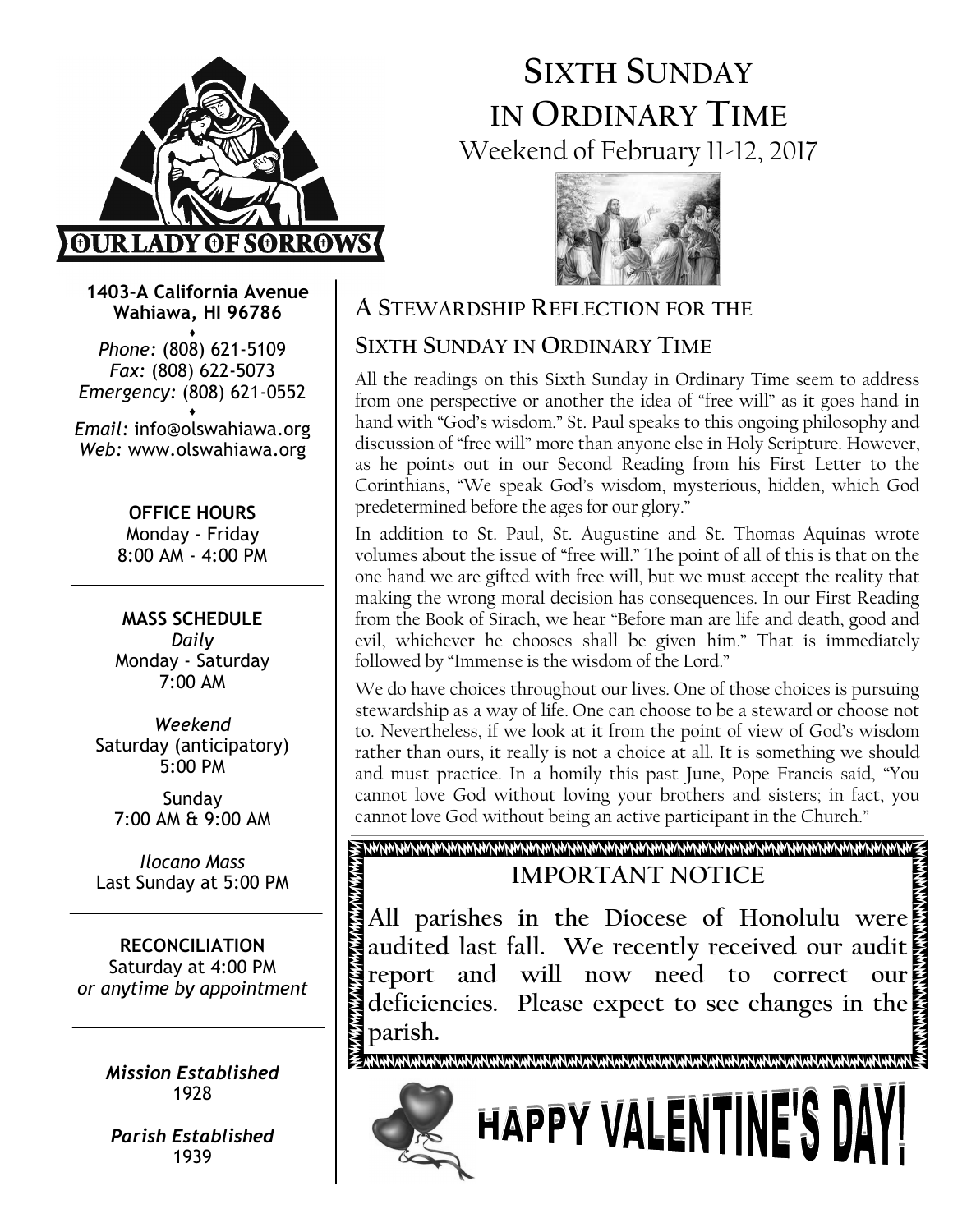# Sixth Sunday in Ordinary Time

Weekend of February 11-12, 2017

OUR LADY OF SORROWS

**1403-A California Avenue**
**Wahiawa, HI 96786**

*Phone:* (808) 621-5109
*Fax:* (808) 622-5073
*Emergency:* (808) 621-0552

*Email:* info@olswahiawa.org
*Web:* www.olswahiawa.org

**OFFICE HOURS**
Monday - Friday
8:00 AM - 4:00 PM

**MASS SCHEDULE**

*Daily*
Monday - Saturday
7:00 AM

*Weekend*
Saturday (anticipatory)
5:00 PM

Sunday
7:00 AM & 9:00 AM

*Ilocano Mass*
Last Sunday at 5:00 PM

**RECONCILIATION**
Saturday at 4:00 PM
*or anytime by appointment*

***Mission Established***
1928

***Parish Established***
1939

## A Stewardship Reflection for the Sixth Sunday in Ordinary Time

All the readings on this Sixth Sunday in Ordinary Time seem to address from one perspective or another the idea of "free will" as it goes hand in hand with "God's wisdom." St. Paul speaks to this ongoing philosophy and discussion of "free will" more than anyone else in Holy Scripture. However, as he points out in our Second Reading from his First Letter to the Corinthians, "We speak God's wisdom, mysterious, hidden, which God predetermined before the ages for our glory."

In addition to St. Paul, St. Augustine and St. Thomas Aquinas wrote volumes about the issue of "free will." The point of all of this is that on the one hand we are gifted with free will, but we must accept the reality that making the wrong moral decision has consequences. In our First Reading from the Book of Sirach, we hear "Before man are life and death, good and evil, whichever he chooses shall be given him." That is immediately followed by "Immense is the wisdom of the Lord."

We do have choices throughout our lives. One of those choices is pursuing stewardship as a way of life. One can choose to be a steward or choose not to. Nevertheless, if we look at it from the point of view of God's wisdom rather than ours, it really is not a choice at all. It is something we should and must practice. In a homily this past June, Pope Francis said, "You cannot love God without loving your brothers and sisters; in fact, you cannot love God without being an active participant in the Church."

## IMPORTANT NOTICE

**All parishes in the Diocese of Honolulu were audited last fall. We recently received our audit report and will now need to correct our deficiencies. Please expect to see changes in the parish.**

**HAPPY VALENTINE'S DAY!**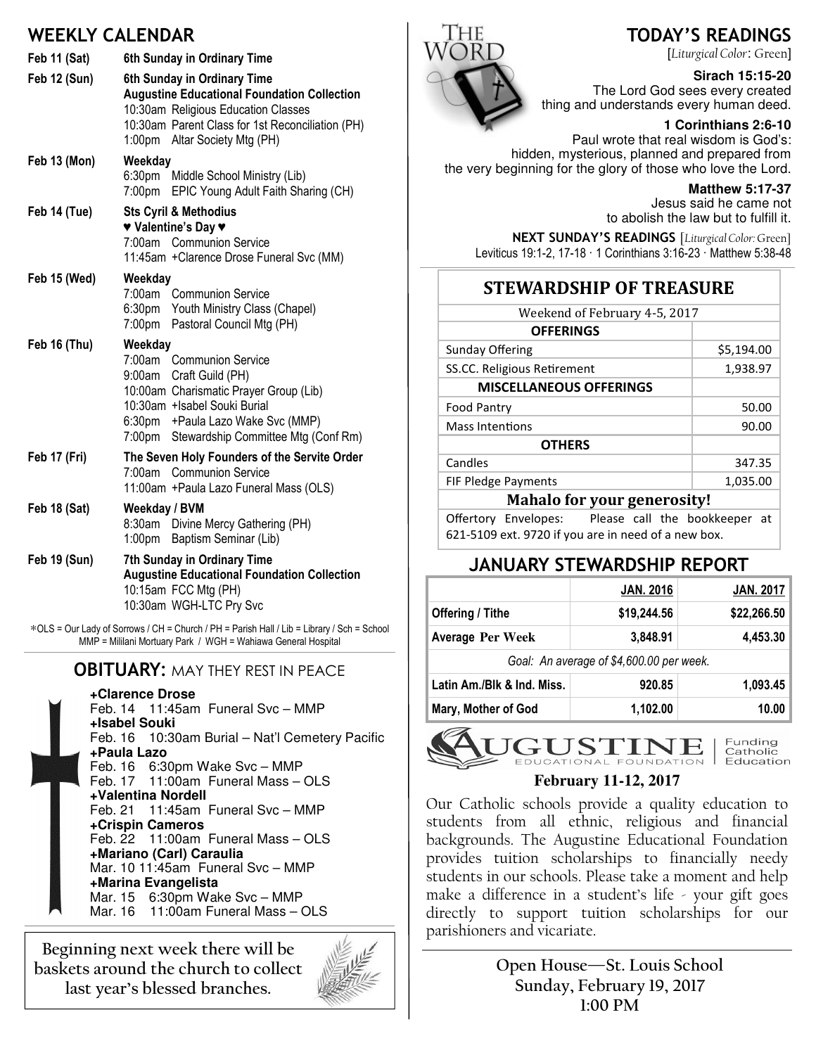## WEEKLY CALENDAR

**Feb 11 (Sat)** — **6th Sunday in Ordinary Time**

**Feb 12 (Sun)** — **6th Sunday in Ordinary Time**
**Augustine Educational Foundation Collection**
- 10:30am Religious Education Classes
- 10:30am Parent Class for 1st Reconciliation (PH)
- 1:00pm Altar Society Mtg (PH)

**Feb 13 (Mon)** — **Weekday**
- 6:30pm Middle School Ministry (Lib)
- 7:00pm EPIC Young Adult Faith Sharing (CH)

**Feb 14 (Tue)** — **Sts Cyril & Methodius**
**♥ Valentine's Day ♥**
- 7:00am Communion Service
- 11:45am +Clarence Drose Funeral Svc (MM)

**Feb 15 (Wed)** — **Weekday**
- 7:00am Communion Service
- 6:30pm Youth Ministry Class (Chapel)
- 7:00pm Pastoral Council Mtg (PH)

**Feb 16 (Thu)** — **Weekday**
- 7:00am Communion Service
- 9:00am Craft Guild (PH)
- 10:00am Charismatic Prayer Group (Lib)
- 10:30am +Isabel Souki Burial
- 6:30pm +Paula Lazo Wake Svc (MMP)
- 7:00pm Stewardship Committee Mtg (Conf Rm)

**Feb 17 (Fri)** — **The Seven Holy Founders of the Servite Order**
- 7:00am Communion Service
- 11:00am +Paula Lazo Funeral Mass (OLS)

**Feb 18 (Sat)** — **Weekday / BVM**
- 8:30am Divine Mercy Gathering (PH)
- 1:00pm Baptism Seminar (Lib)

**Feb 19 (Sun)** — **7th Sunday in Ordinary Time**
**Augustine Educational Foundation Collection**
- 10:15am FCC Mtg (PH)
- 10:30am WGH-LTC Pry Svc

*OLS = Our Lady of Sorrows / CH = Church / PH = Parish Hall / Lib = Library / Sch = School
MMP = Mililani Mortuary Park / WGH = Wahiawa General Hospital

## OBITUARY: MAY THEY REST IN PEACE

**+Clarence Drose**
Feb. 14 11:45am Funeral Svc – MMP

**+Isabel Souki**
Feb. 16 10:30am Burial – Nat'l Cemetery Pacific

**+Paula Lazo**
Feb. 16 6:30pm Wake Svc – MMP
Feb. 17 11:00am Funeral Mass – OLS

**+Valentina Nordell**
Feb. 21 11:45am Funeral Svc – MMP

**+Crispin Cameros**
Feb. 22 11:00am Funeral Mass – OLS

**+Mariano (Carl) Caraulia**
Mar. 10 11:45am Funeral Svc – MMP

**+Marina Evangelista**
Mar. 15 6:30pm Wake Svc – MMP
Mar. 16 11:00am Funeral Mass – OLS

**Beginning next week there will be baskets around the church to collect last year's blessed branches.**

## TODAY'S READINGS

[*Liturgical Color*: Green]

**Sirach 15:15-20**
The Lord God sees every created thing and understands every human deed.

**1 Corinthians 2:6-10**
Paul wrote that real wisdom is God's: hidden, mysterious, planned and prepared from the very beginning for the glory of those who love the Lord.

**Matthew 5:17-37**
Jesus said he came not to abolish the law but to fulfill it.

**NEXT SUNDAY'S READINGS** [*Liturgical Color*: Green]
Leviticus 19:1-2, 17-18 · 1 Corinthians 3:16-23 · Matthew 5:38-48

## STEWARDSHIP OF TREASURE

Weekend of February 4-5, 2017

| **OFFERINGS** | |
|---|---|
| Sunday Offering | $5,194.00 |
| SS.CC. Religious Retirement | 1,938.97 |
| **MISCELLANEOUS OFFERINGS** | |
| Food Pantry | 50.00 |
| Mass Intentions | 90.00 |
| **OTHERS** | |
| Candles | 347.35 |
| FIF Pledge Payments | 1,035.00 |

**Mahalo for your generosity!**

Offertory Envelopes: Please call the bookkeeper at 621-5109 ext. 9720 if you are in need of a new box.

## JANUARY STEWARDSHIP REPORT

| | JAN. 2016 | JAN. 2017 |
|---|---|---|
| **Offering / Tithe** | $19,244.56 | $22,266.50 |
| **Average Per Week** | 3,848.91 | 4,453.30 |
| *Goal: An average of $4,600.00 per week.* | | |
| **Latin Am./Blk & Ind. Miss.** | 920.85 | 1,093.45 |
| **Mary, Mother of God** | 1,102.00 | 10.00 |

**AUGUSTINE EDUCATIONAL FOUNDATION** | Funding Catholic Education

**February 11-12, 2017**

Our Catholic schools provide a quality education to students from all ethnic, religious and financial backgrounds. The Augustine Educational Foundation provides tuition scholarships to financially needy students in our schools. Please take a moment and help make a difference in a student's life - your gift goes directly to support tuition scholarships for our parishioners and vicariate.

**Open House—St. Louis School**
**Sunday, February 19, 2017**
**1:00 PM**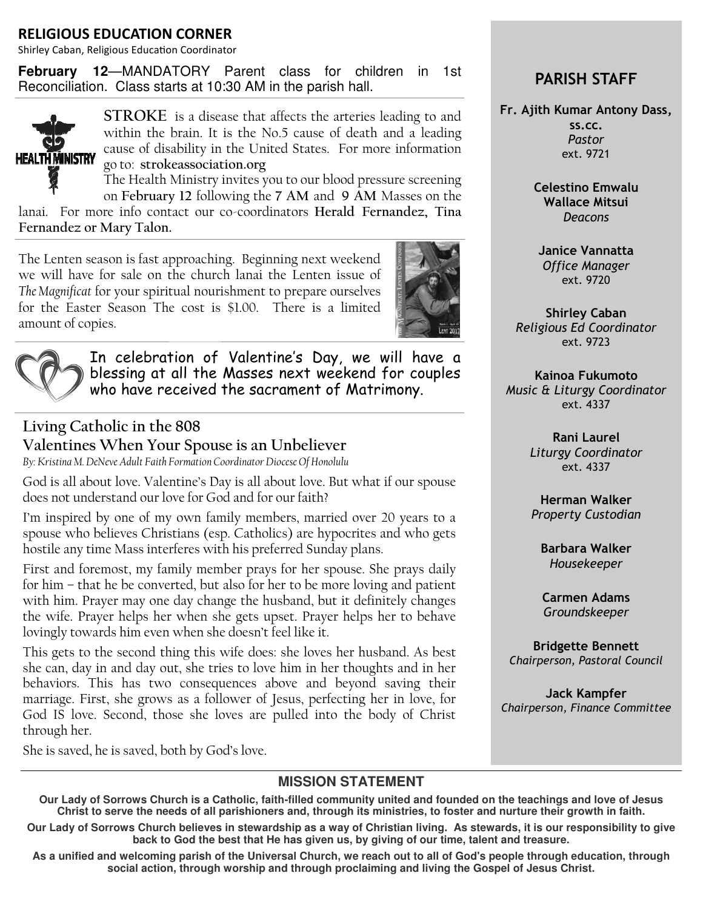## RELIGIOUS EDUCATION CORNER

Shirley Caban, Religious Education Coordinator

**February 12**—MANDATORY Parent class for children in 1st Reconciliation. Class starts at 10:30 AM in the parish hall.

**STROKE** is a disease that affects the arteries leading to and within the brain. It is the No.5 cause of death and a leading cause of disability in the United States. For more information go to: **strokeassociation.org**

The Health Ministry invites you to our blood pressure screening on **February 12** following the **7 AM** and **9 AM** Masses on the lanai. For more info contact our co-coordinators **Herald Fernandez, Tina Fernandez or Mary Talon.**

The Lenten season is fast approaching. Beginning next weekend we will have for sale on the church lanai the Lenten issue of *The Magnificat* for your spiritual nourishment to prepare ourselves for the Easter Season The cost is $1.00. There is a limited amount of copies.

In celebration of Valentine's Day, we will have a blessing at all the Masses next weekend for couples who have received the sacrament of Matrimony.

## Living Catholic in the 808
## Valentines When Your Spouse is an Unbeliever

*By: Kristina M. DeNeve Adult Faith Formation Coordinator Diocese Of Honolulu*

God is all about love. Valentine's Day is all about love. But what if our spouse does not understand our love for God and for our faith?

I'm inspired by one of my own family members, married over 20 years to a spouse who believes Christians (esp. Catholics) are hypocrites and who gets hostile any time Mass interferes with his preferred Sunday plans.

First and foremost, my family member prays for her spouse. She prays daily for him – that he be converted, but also for her to be more loving and patient with him. Prayer may one day change the husband, but it definitely changes the wife. Prayer helps her when she gets upset. Prayer helps her to behave lovingly towards him even when she doesn't feel like it.

This gets to the second thing this wife does: she loves her husband. As best she can, day in and day out, she tries to love him in her thoughts and in her behaviors. This has two consequences above and beyond saving their marriage. First, she grows as a follower of Jesus, perfecting her in love, for God IS love. Second, those she loves are pulled into the body of Christ through her.

She is saved, he is saved, both by God's love.

## PARISH STAFF

**Fr. Ajith Kumar Antony Dass, ss.cc.**
*Pastor*
ext. 9721

**Celestino Emwalu**
**Wallace Mitsui**
*Deacons*

**Janice Vannatta**
*Office Manager*
ext. 9720

**Shirley Caban**
*Religious Ed Coordinator*
ext. 9723

**Kainoa Fukumoto**
*Music & Liturgy Coordinator*
ext. 4337

**Rani Laurel**
*Liturgy Coordinator*
ext. 4337

**Herman Walker**
*Property Custodian*

**Barbara Walker**
*Housekeeper*

**Carmen Adams**
*Groundskeeper*

**Bridgette Bennett**
*Chairperson, Pastoral Council*

**Jack Kampfer**
*Chairperson, Finance Committee*

## MISSION STATEMENT

**Our Lady of Sorrows Church is a Catholic, faith-filled community united and founded on the teachings and love of Jesus Christ to serve the needs of all parishioners and, through its ministries, to foster and nurture their growth in faith.**

**Our Lady of Sorrows Church believes in stewardship as a way of Christian living. As stewards, it is our responsibility to give back to God the best that He has given us, by giving of our time, talent and treasure.**

**As a unified and welcoming parish of the Universal Church, we reach out to all of God's people through education, through social action, through worship and through proclaiming and living the Gospel of Jesus Christ.**